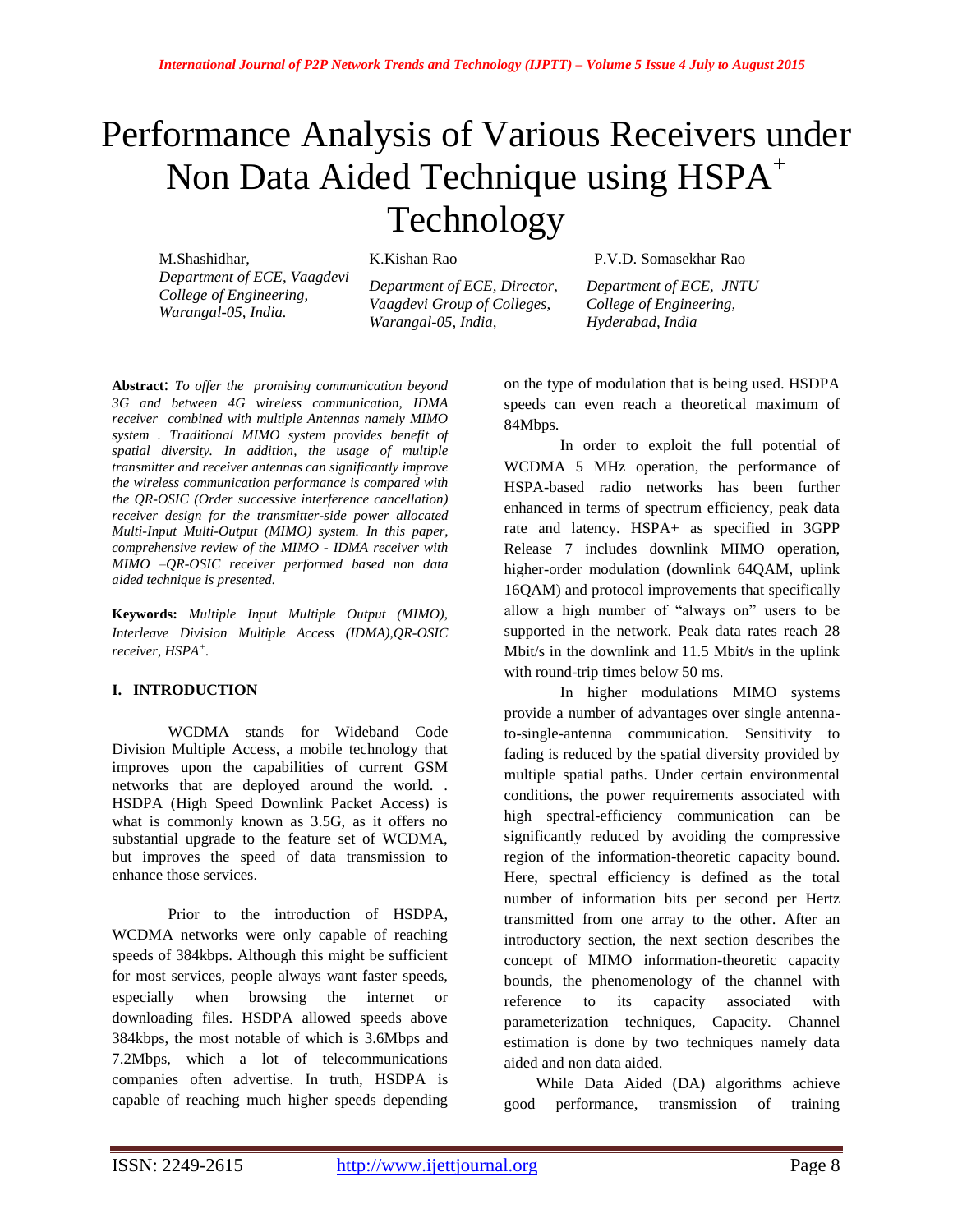# Performance Analysis of Various Receivers under Non Data Aided Technique using HSPA$^+$ Technology

M.Shashidhar,
*Department of ECE, Vaagdevi College of Engineering, Warangal-05, India.*

K.Kishan Rao
*Department of ECE, Director, Vaagdevi Group of Colleges, Warangal-05, India,*

P.V.D. Somasekhar Rao
*Department of ECE, JNTU College of Engineering, Hyderabad, India*

**Abstract**: *To offer the promising communication beyond 3G and between 4G wireless communication, IDMA receiver combined with multiple Antennas namely MIMO system . Traditional MIMO system provides benefit of spatial diversity. In addition, the usage of multiple transmitter and receiver antennas can significantly improve the wireless communication performance is compared with the QR-OSIC (Order successive interference cancellation) receiver design for the transmitter-side power allocated Multi-Input Multi-Output (MIMO) system. In this paper, comprehensive review of the MIMO - IDMA receiver with MIMO –QR-OSIC receiver performed based non data aided technique is presented.*

**Keywords:** *Multiple Input Multiple Output (MIMO), Interleave Division Multiple Access (IDMA),QR-OSIC receiver, HSPA$^+$.*

## I. INTRODUCTION

WCDMA stands for Wideband Code Division Multiple Access, a mobile technology that improves upon the capabilities of current GSM networks that are deployed around the world. . HSDPA (High Speed Downlink Packet Access) is what is commonly known as 3.5G, as it offers no substantial upgrade to the feature set of WCDMA, but improves the speed of data transmission to enhance those services.

Prior to the introduction of HSDPA, WCDMA networks were only capable of reaching speeds of 384kbps. Although this might be sufficient for most services, people always want faster speeds, especially when browsing the internet or downloading files. HSDPA allowed speeds above 384kbps, the most notable of which is 3.6Mbps and 7.2Mbps, which a lot of telecommunications companies often advertise. In truth, HSDPA is capable of reaching much higher speeds depending on the type of modulation that is being used. HSDPA speeds can even reach a theoretical maximum of 84Mbps.

In order to exploit the full potential of WCDMA 5 MHz operation, the performance of HSPA-based radio networks has been further enhanced in terms of spectrum efficiency, peak data rate and latency. HSPA+ as specified in 3GPP Release 7 includes downlink MIMO operation, higher-order modulation (downlink 64QAM, uplink 16QAM) and protocol improvements that specifically allow a high number of "always on" users to be supported in the network. Peak data rates reach 28 Mbit/s in the downlink and 11.5 Mbit/s in the uplink with round-trip times below 50 ms.

In higher modulations MIMO systems provide a number of advantages over single antenna-to-single-antenna communication. Sensitivity to fading is reduced by the spatial diversity provided by multiple spatial paths. Under certain environmental conditions, the power requirements associated with high spectral-efficiency communication can be significantly reduced by avoiding the compressive region of the information-theoretic capacity bound. Here, spectral efficiency is defined as the total number of information bits per second per Hertz transmitted from one array to the other. After an introductory section, the next section describes the concept of MIMO information-theoretic capacity bounds, the phenomenology of the channel with reference to its capacity associated with parameterization techniques, Capacity. Channel estimation is done by two techniques namely data aided and non data aided.

While Data Aided (DA) algorithms achieve good performance, transmission of training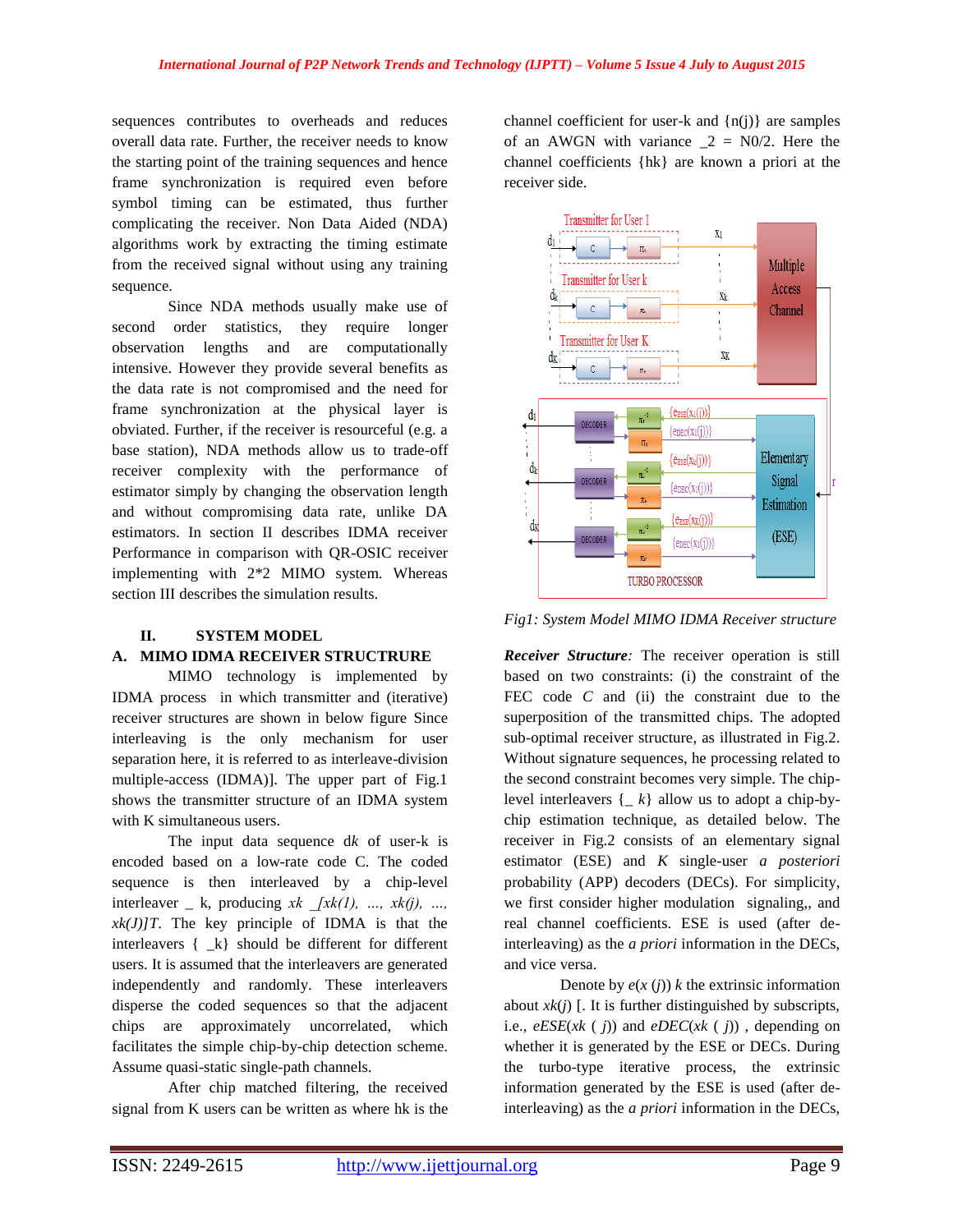sequences contributes to overheads and reduces overall data rate. Further, the receiver needs to know the starting point of the training sequences and hence frame synchronization is required even before symbol timing can be estimated, thus further complicating the receiver. Non Data Aided (NDA) algorithms work by extracting the timing estimate from the received signal without using any training sequence.

Since NDA methods usually make use of second order statistics, they require longer observation lengths and are computationally intensive. However they provide several benefits as the data rate is not compromised and the need for frame synchronization at the physical layer is obviated. Further, if the receiver is resourceful (e.g. a base station), NDA methods allow us to trade-off receiver complexity with the performance of estimator simply by changing the observation length and without compromising data rate, unlike DA estimators. In section II describes IDMA receiver Performance in comparison with QR-OSIC receiver implementing with 2*2 MIMO system. Whereas section III describes the simulation results.

## II. SYSTEM MODEL

### A. MIMO IDMA RECEIVER STRUCTRURE

MIMO technology is implemented by IDMA process in which transmitter and (iterative) receiver structures are shown in below figure Since interleaving is the only mechanism for user separation here, it is referred to as interleave-division multiple-access (IDMA)]. The upper part of Fig.1 shows the transmitter structure of an IDMA system with K simultaneous users.

The input data sequence *dk* of user-k is encoded based on a low-rate code C. The coded sequence is then interleaved by a chip-level interleaver _ k, producing *xk _[xk(1), …, xk(j), …, xk(J)]T*. The key principle of IDMA is that the interleavers { _k} should be different for different users. It is assumed that the interleavers are generated independently and randomly. These interleavers disperse the coded sequences so that the adjacent chips are approximately uncorrelated, which facilitates the simple chip-by-chip detection scheme. Assume quasi-static single-path channels.

After chip matched filtering, the received signal from K users can be written as where hk is the channel coefficient for user-k and {n(j)} are samples of an AWGN with variance _2 = N0/2. Here the channel coefficients {hk} are known a priori at the receiver side.

*Fig1: System Model MIMO IDMA Receiver structure*

***Receiver Structure:*** The receiver operation is still based on two constraints: (i) the constraint of the FEC code *C* and (ii) the constraint due to the superposition of the transmitted chips. The adopted sub-optimal receiver structure, as illustrated in Fig.2. Without signature sequences, he processing related to the second constraint becomes very simple. The chip-level interleavers {_ *k*} allow us to adopt a chip-by-chip estimation technique, as detailed below. The receiver in Fig.2 consists of an elementary signal estimator (ESE) and *K* single-user *a posteriori* probability (APP) decoders (DECs). For simplicity, we first consider higher modulation signaling,, and real channel coefficients. ESE is used (after de-interleaving) as the *a priori* information in the DECs, and vice versa.

Denote by *e*(*x* (*j*)) *k* the extrinsic information about *xk*(*j*) [. It is further distinguished by subscripts, i.e., *eESE*(*xk* ( *j*)) and *eDEC*(*xk* ( *j*)) , depending on whether it is generated by the ESE or DECs. During the turbo-type iterative process, the extrinsic information generated by the ESE is used (after de-interleaving) as the *a priori* information in the DECs,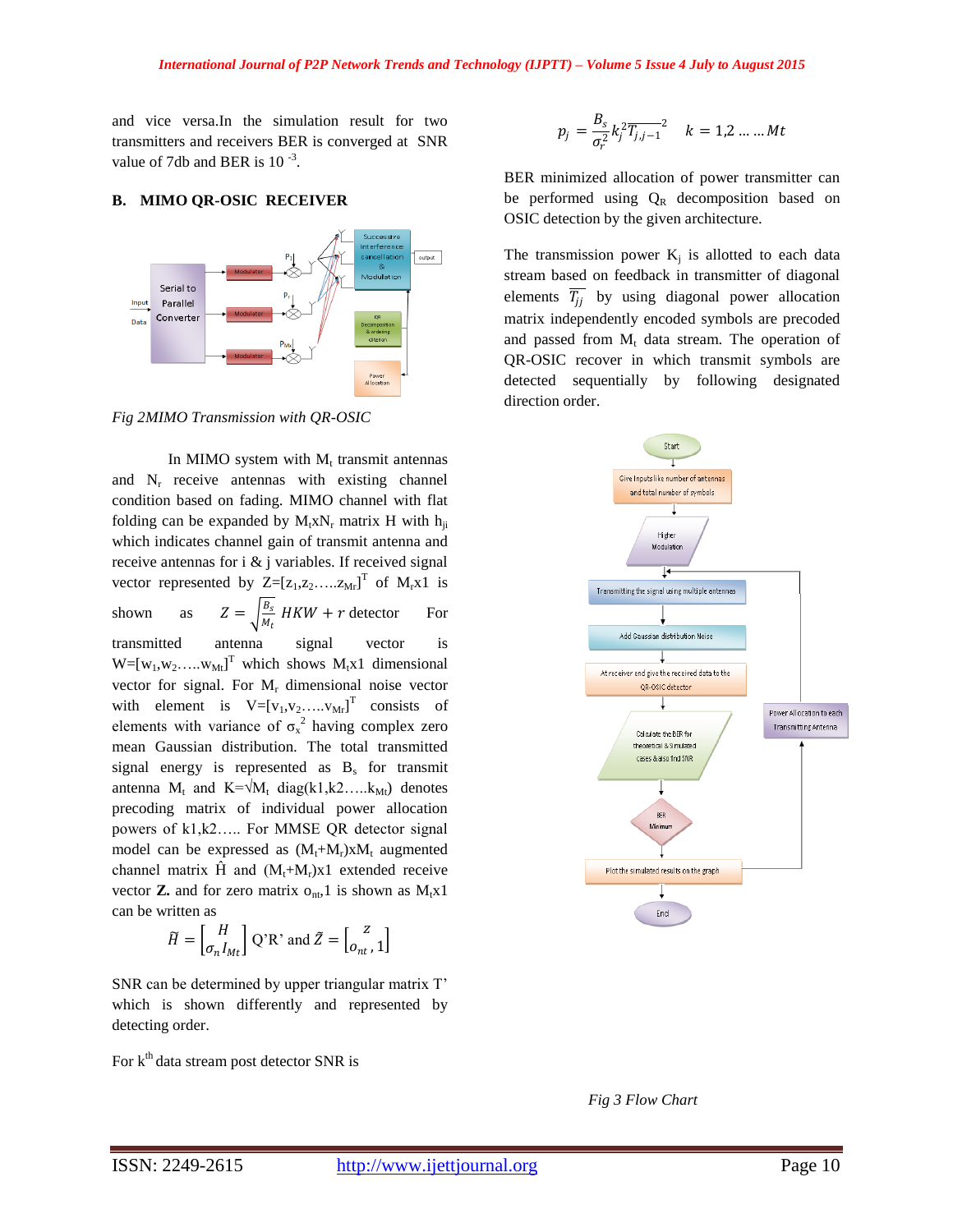and vice versa.In the simulation result for two transmitters and receivers BER is converged at SNR value of 7db and BER is $10^{-3}$.

### B. MIMO QR-OSIC RECEIVER

*Fig 2MIMO Transmission with QR-OSIC*

In MIMO system with $M_t$ transmit antennas and $N_r$ receive antennas with existing channel condition based on fading. MIMO channel with flat folding can be expanded by $M_t x N_r$ matrix H with $h_{ji}$ which indicates channel gain of transmit antenna and receive antennas for i & j variables. If received signal vector represented by $Z=[z_1,z_2.....z_{Mr}]^T$ of $M_r x1$ is shown as $Z = \sqrt{\frac{B_s}{M_t}}\, HKW + r$ detector For transmitted antenna signal vector is $W=[w_1,w_2.....w_{Mt}]^T$ which shows $M_t x1$ dimensional vector for signal. For $M_r$ dimensional noise vector with element is $V=[v_1,v_2.....v_{Mr}]^T$ consists of elements with variance of $\sigma_x^2$ having complex zero mean Gaussian distribution. The total transmitted signal energy is represented as $B_s$ for transmit antenna $M_t$ and $K=\sqrt{M_t}$ diag$(k1,k2.....k_{Mt})$ denotes precoding matrix of individual power allocation powers of k1,k2….. For MMSE QR detector signal model can be expressed as $(M_t+M_r)xM_t$ augmented channel matrix $\hat{H}$ and $(M_t+M_r)x1$ extended receive vector **Z.** and for zero matrix $o_{nt}$,1 is shown as $M_t x1$ can be written as

$$\widetilde{H} = \begin{bmatrix} H \\ \sigma_n I_{Mt} \end{bmatrix} \text{ Q'R' and } \tilde{Z} = \begin{bmatrix} z \\ o_{nt}, 1 \end{bmatrix}$$

SNR can be determined by upper triangular matrix T' which is shown differently and represented by detecting order.

For $k^{th}$ data stream post detector SNR is

$$p_j = \frac{B_s}{\sigma_r^2} k_j^2 \overline{T_{j,j-1}}^2 \quad k = 1,2 \dots \dots Mt$$

BER minimized allocation of power transmitter can be performed using $Q_R$ decomposition based on OSIC detection by the given architecture.

The transmission power $K_j$ is allotted to each data stream based on feedback in transmitter of diagonal elements $\overline{T_{jj}}$ by using diagonal power allocation matrix independently encoded symbols are precoded and passed from $M_t$ data stream. The operation of QR-OSIC recover in which transmit symbols are detected sequentially by following designated direction order.

*Fig 3 Flow Chart*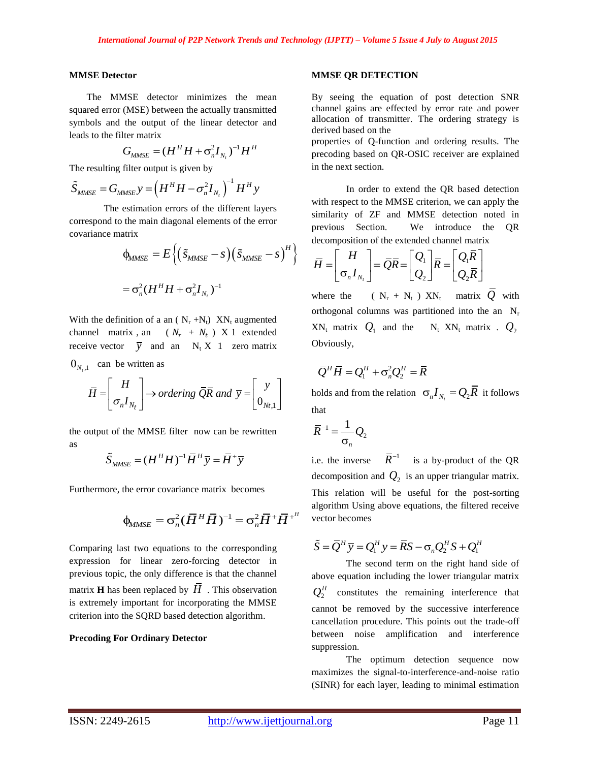**MMSE Detector**

The MMSE detector minimizes the mean squared error (MSE) between the actually transmitted symbols and the output of the linear detector and leads to the filter matrix

$$G_{MMSE} = (H^H H + \sigma_n^2 I_{N_t})^{-1} H^H$$

The resulting filter output is given by

$$\tilde{S}_{MMSE} = G_{MMSE} y = \left(H^H H - \sigma_n^2 I_{N_t}\right)^{-1} H^H y$$

The estimation errors of the different layers correspond to the main diagonal elements of the error covariance matrix

$$\phi_{MMSE} = E\left\{\left(\tilde{s}_{MMSE} - s\right)\left(\tilde{s}_{MMSE} - s\right)^H\right\}$$

$$= \sigma_n^2 (H^H H + \sigma_n^2 I_{N_t})^{-1}$$

With the definition of a an ( $N_r$ +$N_t$) X$N_t$ augmented channel matrix , an ( $N_r$ + $N_t$ ) X 1 extended receive vector $\overline{y}$ and an $N_t$ X 1 zero matrix $0_{N_t,1}$ can be written as

$$\overline{H} = \begin{bmatrix} H \\ \sigma_n I_{N_t} \end{bmatrix} \rightarrow ordering\ \overline{Q}\overline{R}\ and\ \overline{y} = \begin{bmatrix} y \\ 0_{Nt,1} \end{bmatrix}$$

the output of the MMSE filter now can be rewritten as

$$\tilde{S}_{MMSE} = (H^H H)^{-1} \overline{H}^H \overline{y} = \overline{H}^+ \overline{y}$$

Furthermore, the error covariance matrix becomes

$$\phi_{MMSE} = \sigma_n^2 (\overline{H}^H \overline{H})^{-1} = \sigma_n^2 \overline{H}^+ \overline{H}^{+^H}$$

Comparing last two equations to the corresponding expression for linear zero-forcing detector in previous topic, the only difference is that the channel matrix **H** has been replaced by $\overline{H}$ . This observation is extremely important for incorporating the MMSE criterion into the SQRD based detection algorithm.

**Precoding For Ordinary Detector**

**MMSE QR DETECTION**

By seeing the equation of post detection SNR channel gains are effected by error rate and power allocation of transmitter. The ordering strategy is derived based on the properties of Q-function and ordering results. The precoding based on QR-OSIC receiver are explained in the next section.

In order to extend the QR based detection with respect to the MMSE criterion, we can apply the similarity of ZF and MMSE detection noted in previous Section. We introduce the QR decomposition of the extended channel matrix

$$\overline{H} = \begin{bmatrix} H \\ \sigma_n I_{N_t} \end{bmatrix} = \overline{Q}\overline{R} = \begin{bmatrix} Q_1 \\ Q_2 \end{bmatrix} \overline{R} = \begin{bmatrix} Q_1 \overline{R} \\ Q_2 \overline{R} \end{bmatrix}$$

where the ( $N_r$ + $N_t$ ) X$N_t$ matrix $\overline{Q}$ with orthogonal columns was partitioned into the an $N_r$ X$N_t$ matrix $Q_1$ and the $N_t$ X$N_t$ matrix . $Q_2$ Obviously,

$$\overline{Q}^H \overline{H} = Q_1^H + \sigma_n^2 Q_2^H = \overline{R}$$

holds and from the relation $\sigma_n I_{N_t} = Q_2 \overline{R}$ it follows that

$$\overline{R}^{-1} = \frac{1}{\sigma_n} Q_2$$

i.e. the inverse $\overline{R}^{-1}$ is a by-product of the QR decomposition and $Q_2$ is an upper triangular matrix. This relation will be useful for the post-sorting algorithm Using above equations, the filtered receive vector becomes

$$\tilde{S} = \overline{Q}^H \overline{y} = Q_1^H y = \overline{R}S - \sigma_n Q_2^H S + Q_1^H$$

The second term on the right hand side of above equation including the lower triangular matrix $Q_2^H$ constitutes the remaining interference that cannot be removed by the successive interference cancellation procedure. This points out the trade-off between noise amplification and interference suppression.

The optimum detection sequence now maximizes the signal-to-interference-and-noise ratio (SINR) for each layer, leading to minimal estimation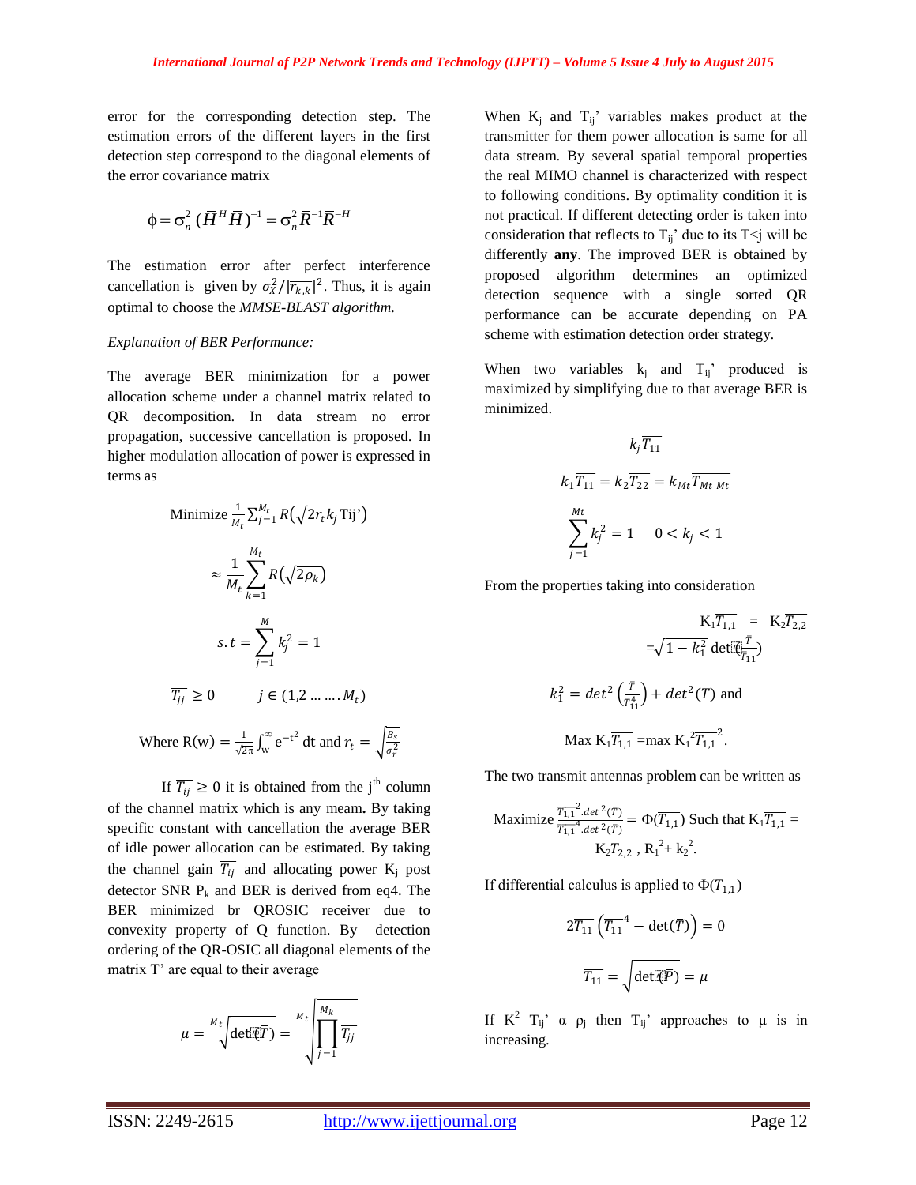error for the corresponding detection step. The estimation errors of the different layers in the first detection step correspond to the diagonal elements of the error covariance matrix

$$\phi = \sigma_n^2 (\bar{H}^H \bar{H})^{-1} = \sigma_n^2 \bar{R}^{-1} \bar{R}^{-H}$$

The estimation error after perfect interference cancellation is given by $\sigma_X^2 / |\overline{r_{k,k}}|^2$. Thus, it is again optimal to choose the *MMSE-BLAST algorithm.*

*Explanation of BER Performance:*

The average BER minimization for a power allocation scheme under a channel matrix related to QR decomposition. In data stream no error propagation, successive cancellation is proposed. In higher modulation allocation of power is expressed in terms as

$$\text{Minimize } \frac{1}{M_t} \sum_{j=1}^{M_t} R\left(\sqrt{2r_t} k_j \text{ Tij'}\right)$$

$$\approx \frac{1}{M_t} \sum_{k=1}^{M_t} R\left(\sqrt{2\rho_k}\right)$$

$$s.t = \sum_{j=1}^{M} k_j^2 = 1$$

$$\overline{T_{jj}} \geq 0 \qquad j \in (1,2 \dots \dots M_t)$$

$$\text{Where } R(w) = \frac{1}{\sqrt{2\pi}} \int_w^{\infty} e^{-t^2} dt \text{ and } r_t = \sqrt{\frac{B_s}{\sigma_r^2}}$$

If $\overline{T_{ij}} \geq 0$ it is obtained from the j[th] column of the channel matrix which is any meam**.** By taking specific constant with cancellation the average BER of idle power allocation can be estimated. By taking the channel gain $\overline{T_{ij}}$ and allocating power $K_j$ post detector SNR $P_k$ and BER is derived from eq4. The BER minimized br QROSIC receiver due to convexity property of Q function. By detection ordering of the QR-OSIC all diagonal elements of the matrix T' are equal to their average

$$\mu = \sqrt[M_t]{\det(\bar{T})} = \sqrt[M_t]{\prod_{j=1}^{M_k} \overline{T_{jj}}}$$

When $K_j$ and $T_{ij}$' variables makes product at the transmitter for them power allocation is same for all data stream. By several spatial temporal properties the real MIMO channel is characterized with respect to following conditions. By optimality condition it is not practical. If different detecting order is taken into consideration that reflects to $T_{ij}$' due to its T<j will be differently **any**. The improved BER is obtained by proposed algorithm determines an optimized detection sequence with a single sorted QR performance can be accurate depending on PA scheme with estimation detection order strategy.

When two variables $k_j$ and $T_{ij}$' produced is maximized by simplifying due to that average BER is minimized.

$$k_j \overline{T_{11}}$$

$$k_1 \overline{T_{11}} = k_2 \overline{T_{22}} = k_{Mt} \overline{T_{Mt\ Mt}}$$

$$\sum_{j=1}^{Mt} k_j^2 = 1 \qquad 0 < k_j < 1$$

From the properties taking into consideration

$$K_1 \overline{T_{1,1}} = K_2 \overline{T_{2,2}}$$
$$= \sqrt{1 - k_1^2} \det(\frac{\bar{T}}{\overline{T_{11}}})$$

$$k_1^2 = det^2\left(\frac{\bar{T}}{\overline{T_{11}^4}}\right) + det^2(\bar{T}) \text{ and}$$

$$\text{Max } K_1 \overline{T_{1,1}} = \text{max } K_1^2 \overline{T_{1,1}}^2.$$

The two transmit antennas problem can be written as

$$\text{Maximize } \frac{\overline{T_{1,1}}^2 . det^2(\bar{T})}{\overline{T_{1,1}}^4 . det^2(\bar{T})} = \Phi(\overline{T_{1,1}}) \text{ Such that } K_1 \overline{T_{1,1}} = K_2 \overline{T_{2,2}}\text{ , } R_1^2 + k_2^2.$$

If differential calculus is applied to $\Phi(\overline{T_{1,1}})$

$$2\overline{T_{11}}\left(\overline{T_{11}}^4 - \det(\bar{T})\right) = 0$$

$$\overline{T_{11}} = \sqrt{\det(\bar{P})} = \mu$$

If $K^2$ $T_{ij}$' α $\rho_j$ then $T_{ij}$' approaches to μ is in increasing.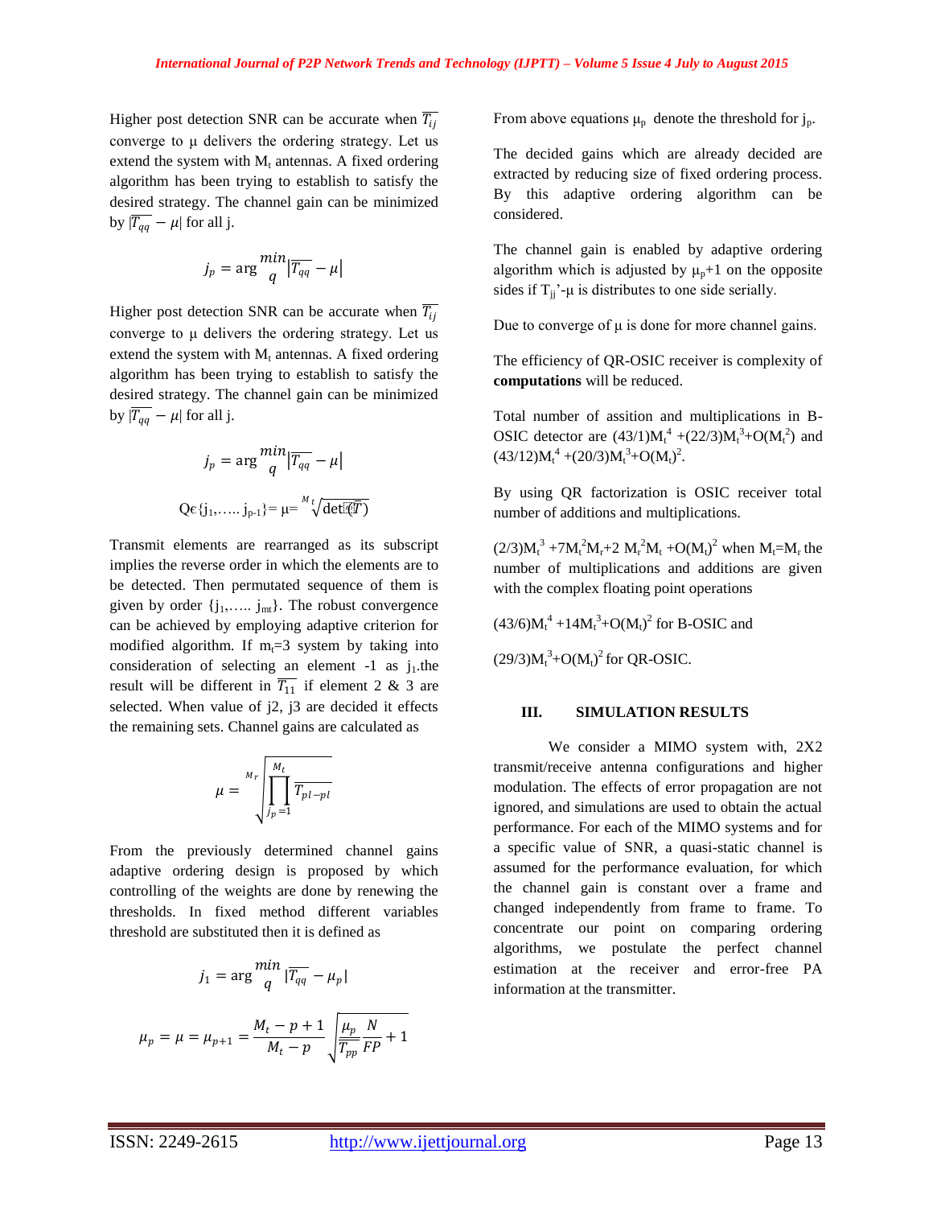Higher post detection SNR can be accurate when $\overline{T_{ij}}$ converge to μ delivers the ordering strategy. Let us extend the system with $M_t$ antennas. A fixed ordering algorithm has been trying to establish to satisfy the desired strategy. The channel gain can be minimized by $|\overline{T_{qq}} - \mu|$ for all j.

$$j_p = \arg \begin{matrix} min \\ q \end{matrix} |\overline{T_{qq}} - \mu|$$

Higher post detection SNR can be accurate when $\overline{T_{ij}}$ converge to μ delivers the ordering strategy. Let us extend the system with $M_t$ antennas. A fixed ordering algorithm has been trying to establish to satisfy the desired strategy. The channel gain can be minimized by $|\overline{T_{qq}} - \mu|$ for all j.

$$j_p = \arg \begin{matrix} min \\ q \end{matrix} |\overline{T_{qq}} - \mu|$$

$$Q\epsilon\{j_1, \ldots j_{p-1}\} = \mu = \sqrt[M_t]{\det(\overline{T})}$$

Transmit elements are rearranged as its subscript implies the reverse order in which the elements are to be detected. Then permutated sequence of them is given by order $\{j_1, \ldots j_{mt}\}$. The robust convergence can be achieved by employing adaptive criterion for modified algorithm. If $m_t$=3 system by taking into consideration of selecting an element -1 as $j_1$.the result will be different in $\overline{T_{11}}$ if element 2 & 3 are selected. When value of j2, j3 are decided it effects the remaining sets. Channel gains are calculated as

$$\mu = \sqrt[M_r]{\prod_{j_p=1}^{M_t} \overline{T_{pl-pl}}}$$

From the previously determined channel gains adaptive ordering design is proposed by which controlling of the weights are done by renewing the thresholds. In fixed method different variables threshold are substituted then it is defined as

$$j_1 = \arg \begin{matrix} min \\ q \end{matrix} |\overline{T_{qq}} - \mu_p|$$

$$\mu_p = \mu = \mu_{p+1} = \frac{M_t - p + 1}{M_t - p} \sqrt{\frac{\mu_p}{\overline{T_{pp}}} \frac{N}{FP} + 1}$$

From above equations $\mu_p$ denote the threshold for $j_p$.

The decided gains which are already decided are extracted by reducing size of fixed ordering process. By this adaptive ordering algorithm can be considered.

The channel gain is enabled by adaptive ordering algorithm which is adjusted by $\mu_p$+1 on the opposite sides if $T_{jj}$'-μ is distributes to one side serially.

Due to converge of μ is done for more channel gains.

The efficiency of QR-OSIC receiver is complexity of **computations** will be reduced.

Total number of assition and multiplications in B-OSIC detector are $(43/1)M_t^4 + (22/3)M_t^3 + O(M_t^2)$ and $(43/12)M_t^4 + (20/3)M_t^3 + O(M_t)^2$.

By using QR factorization is OSIC receiver total number of additions and multiplications.

$(2/3)M_t^3 + 7M_t^2M_r + 2\, M_r^2M_t + O(M_t)^2$ when $M_t$=$M_r$ the number of multiplications and additions are given with the complex floating point operations

$(43/6)M_t^4 + 14M_t^3 + O(M_t)^2$ for B-OSIC and

$(29/3)M_t^3 + O(M_t)^2$ for QR-OSIC.

## III. SIMULATION RESULTS

We consider a MIMO system with, 2X2 transmit/receive antenna configurations and higher modulation. The effects of error propagation are not ignored, and simulations are used to obtain the actual performance. For each of the MIMO systems and for a specific value of SNR, a quasi-static channel is assumed for the performance evaluation, for which the channel gain is constant over a frame and changed independently from frame to frame. To concentrate our point on comparing ordering algorithms, we postulate the perfect channel estimation at the receiver and error-free PA information at the transmitter.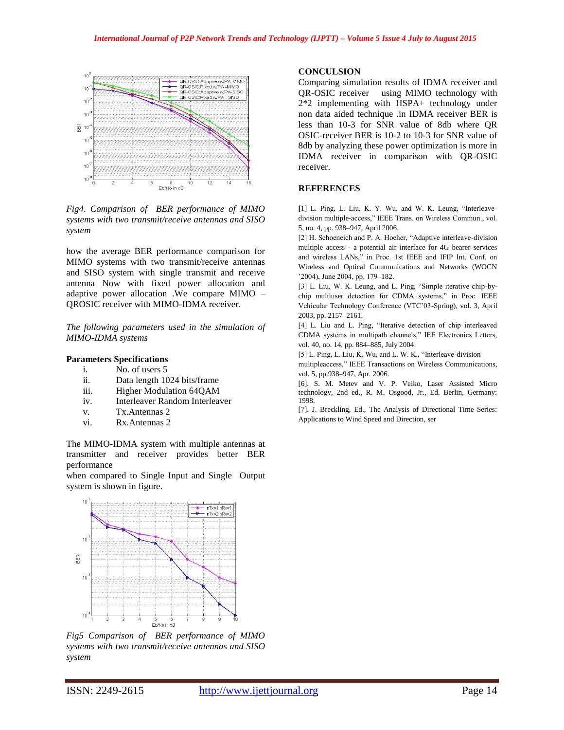10^0

10^-1

10^-2

10^-3

10^-4

10^-5

10^-6

10^-7

10^-8

BER

0 2 4 6 8 10 12 14 16

Eb/No in dB

QR-OSIC:Adaptive w/PA-MIMO

QR-OSIC:Fixed w/PA -MIMO

QR-OSIC:Adaptive w/PA-SISO

QR-OSIC:Fixed w/PA - SISO

*Fig4. Comparison of BER performance of MIMO systems with two transmit/receive antennas and SISO system*

how the average BER performance comparison for MIMO systems with two transmit/receive antennas and SISO system with single transmit and receive antenna Now with fixed power allocation and adaptive power allocation .We compare MIMO – QROSIC receiver with MIMO-IDMA receiver.

*The following parameters used in the simulation of MIMO-IDMA systems*

**Parameters Specifications**

i. No. of users 5
ii. Data length 1024 bits/frame
iii. Higher Modulation 64QAM
iv. Interleaver Random Interleaver
v. Tx.Antennas 2
vi. Rx.Antennas 2

The MIMO-IDMA system with multiple antennas at transmitter and receiver provides better BER performance
when compared to Single Input and Single Output system is shown in figure.

10^-1

10^-2

10^-3

10^-4

BER

1 2 3 4 5 6 7 8 9 10

Eb/No in dB

nTx=1,nRx=1

nTx=2,nRx=2

*Fig5 Comparison of BER performance of MIMO systems with two transmit/receive antennas and SISO system*

## CONCULSION

Comparing simulation results of IDMA receiver and QR-OSIC receiver using MIMO technology with 2*2 implementing with HSPA+ technology under non data aided technique .in IDMA receiver BER is less than 10-3 for SNR value of 8db where QR OSIC-receiver BER is 10-2 to 10-3 for SNR value of 8db by analyzing these power optimization is more in IDMA receiver in comparison with QR-OSIC receiver.

## REFERENCES

[1] L. Ping, L. Liu, K. Y. Wu, and W. K. Leung, "Interleave-division multiple-access," IEEE Trans. on Wireless Commun., vol. 5, no. 4, pp. 938–947, April 2006.

[2] H. Schoeneich and P. A. Hoeher, "Adaptive interleave-division multiple access - a potential air interface for 4G bearer services and wireless LANs," in Proc. 1st IEEE and IFIP Int. Conf. on Wireless and Optical Communications and Networks (WOCN '2004), June 2004, pp. 179–182.

[3] L. Liu, W. K. Leung, and L. Ping, "Simple iterative chip-by-chip multiuser detection for CDMA systems," in Proc. IEEE Vehicular Technology Conference (VTC'03-Spring), vol. 3, April 2003, pp. 2157–2161.

[4] L. Liu and L. Ping, "Iterative detection of chip interleaved CDMA systems in multipath channels," IEE Electronics Letters, vol. 40, no. 14, pp. 884–885, July 2004.

[5] L. Ping, L. Liu, K. Wu, and L. W. K., "Interleave-division multipleaccess," IEEE Transactions on Wireless Communications, vol. 5, pp.938–947, Apr. 2006.

[6]. S. M. Metev and V. P. Veiko, Laser Assisted Micro technology, 2nd ed., R. M. Osgood, Jr., Ed. Berlin, Germany: 1998.

[7]. J. Breckling, Ed., The Analysis of Directional Time Series: Applications to Wind Speed and Direction, ser